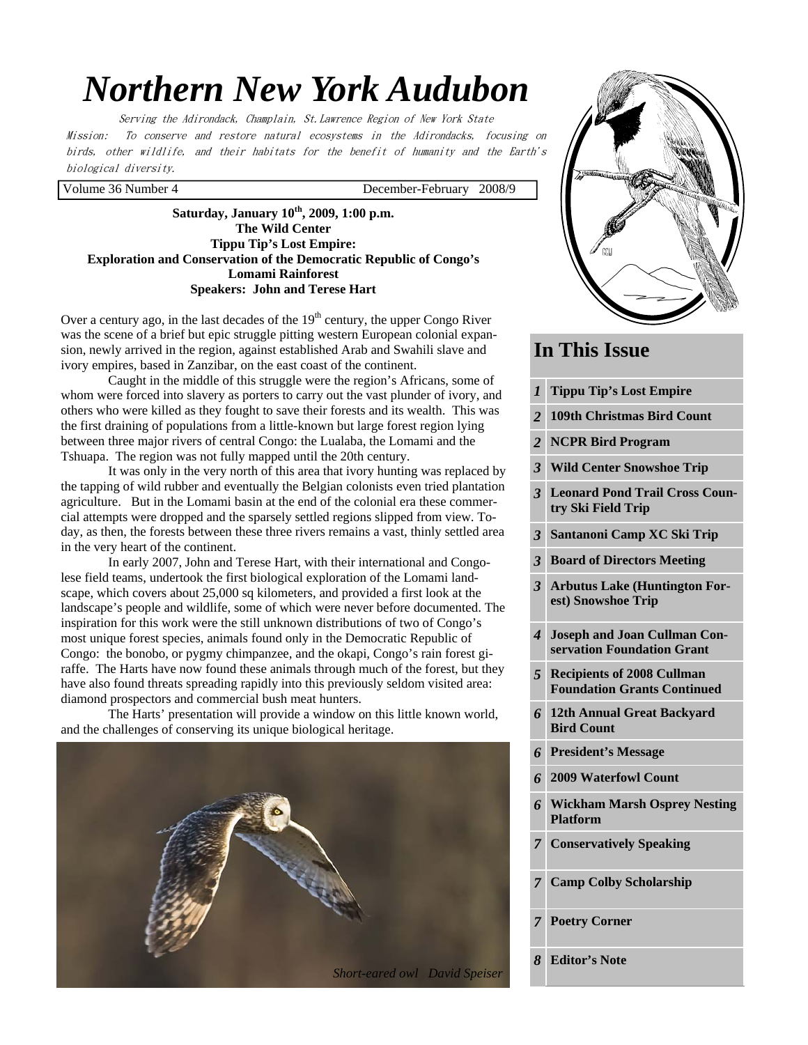# *Northern New York Audubon*

Serving the Adirondack, Champlain, St.Lawrence Region of New York State

Mission: To conserve and restore natural ecosystems in the Adirondacks, focusing on birds, other wildlife, and their habitats for the benefit of humanity and the Earth's biological diversity.

Volume 36 Number 4 — December-February 2008/9

**Saturday, January 10th, 2009, 1:00 p.m.**
**The Wild Center**
**Tippu Tip's Lost Empire:**
**Exploration and Conservation of the Democratic Republic of Congo's Lomami Rainforest**
**Speakers: John and Terese Hart**

Over a century ago, in the last decades of the 19th century, the upper Congo River was the scene of a brief but epic struggle pitting western European colonial expansion, newly arrived in the region, against established Arab and Swahili slave and ivory empires, based in Zanzibar, on the east coast of the continent.

Caught in the middle of this struggle were the region's Africans, some of whom were forced into slavery as porters to carry out the vast plunder of ivory, and others who were killed as they fought to save their forests and its wealth. This was the first draining of populations from a little-known but large forest region lying between three major rivers of central Congo: the Lualaba, the Lomami and the Tshuapa. The region was not fully mapped until the 20th century.

It was only in the very north of this area that ivory hunting was replaced by the tapping of wild rubber and eventually the Belgian colonists even tried plantation agriculture. But in the Lomami basin at the end of the colonial era these commercial attempts were dropped and the sparsely settled regions slipped from view. Today, as then, the forests between these three rivers remains a vast, thinly settled area in the very heart of the continent.

In early 2007, John and Terese Hart, with their international and Congolese field teams, undertook the first biological exploration of the Lomami landscape, which covers about 25,000 sq kilometers, and provided a first look at the landscape's people and wildlife, some of which were never before documented. The inspiration for this work were the still unknown distributions of two of Congo's most unique forest species, animals found only in the Democratic Republic of Congo: the bonobo, or pygmy chimpanzee, and the okapi, Congo's rain forest giraffe. The Harts have now found these animals through much of the forest, but they have also found threats spreading rapidly into this previously seldom visited area: diamond prospectors and commercial bush meat hunters.

The Harts' presentation will provide a window on this little known world, and the challenges of conserving its unique biological heritage.

*Short-eared owl David Speiser*

## In This Issue

| Page | Article |
|---|---|
| 1 | **Tippu Tip's Lost Empire** |
| 2 | **109th Christmas Bird Count** |
| 2 | **NCPR Bird Program** |
| 3 | **Wild Center Snowshoe Trip** |
| 3 | **Leonard Pond Trail Cross Country Ski Field Trip** |
| 3 | **Santanoni Camp XC Ski Trip** |
| 3 | **Board of Directors Meeting** |
| 3 | **Arbutus Lake (Huntington Forest) Snowshoe Trip** |
| 4 | **Joseph and Joan Cullman Conservation Foundation Grant** |
| 5 | **Recipients of 2008 Cullman Foundation Grants Continued** |
| 6 | **12th Annual Great Backyard Bird Count** |
| 6 | **President's Message** |
| 6 | **2009 Waterfowl Count** |
| 6 | **Wickham Marsh Osprey Nesting Platform** |
| 7 | **Conservatively Speaking** |
| 7 | **Camp Colby Scholarship** |
| 7 | **Poetry Corner** |
| 8 | **Editor's Note** |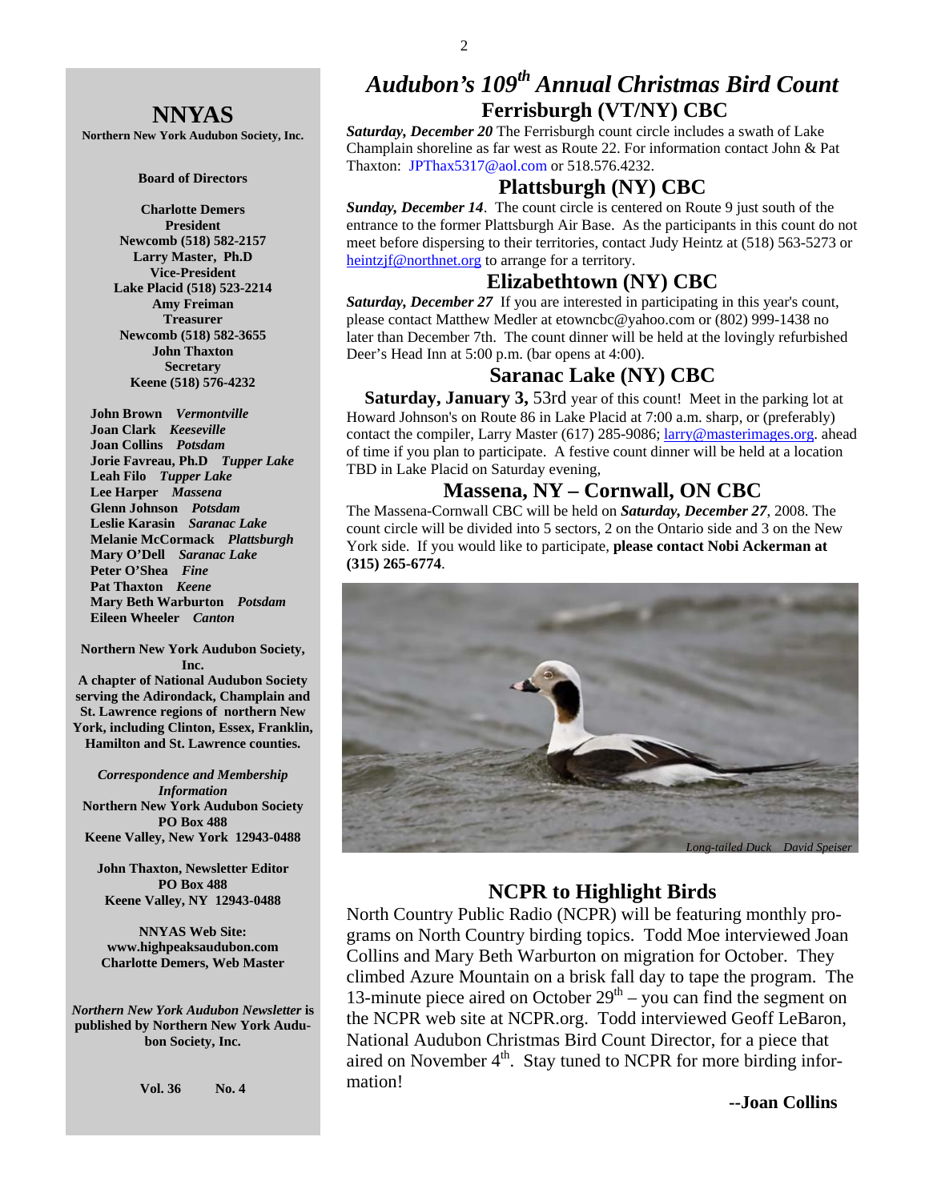# NNYAS

**Northern New York Audubon Society, Inc.**

**Board of Directors**

**Charlotte Demers**
**President**
**Newcomb (518) 582-2157**
**Larry Master, Ph.D**
**Vice-President**
**Lake Placid (518) 523-2214**
**Amy Freiman**
**Treasurer**
**Newcomb (518) 582-3655**
**John Thaxton**
**Secretary**
**Keene (518) 576-4232**

**John Brown** ***Vermontville***
**Joan Clark** ***Keeseville***
**Joan Collins** ***Potsdam***
**Jorie Favreau, Ph.D** ***Tupper Lake***
**Leah Filo** ***Tupper Lake***
**Lee Harper** ***Massena***
**Glenn Johnson** ***Potsdam***
**Leslie Karasin** ***Saranac Lake***
**Melanie McCormack** ***Plattsburgh***
**Mary O'Dell** ***Saranac Lake***
**Peter O'Shea** ***Fine***
**Pat Thaxton** ***Keene***
**Mary Beth Warburton** ***Potsdam***
**Eileen Wheeler** ***Canton***

**Northern New York Audubon Society, Inc.**
**A chapter of National Audubon Society serving the Adirondack, Champlain and St. Lawrence regions of northern New York, including Clinton, Essex, Franklin, Hamilton and St. Lawrence counties.**

***Correspondence and Membership Information***
**Northern New York Audubon Society**
**PO Box 488**
**Keene Valley, New York 12943-0488**

**John Thaxton, Newsletter Editor**
**PO Box 488**
**Keene Valley, NY 12943-0488**

**NNYAS Web Site:**
**www.highpeaksaudubon.com**
**Charlotte Demers, Web Master**

***Northern New York Audubon Newsletter*** **is published by Northern New York Audubon Society, Inc.**

**Vol. 36 No. 4**

# *Audubon's 109th Annual Christmas Bird Count*

## Ferrisburgh (VT/NY) CBC

***Saturday, December 20*** The Ferrisburgh count circle includes a swath of Lake Champlain shoreline as far west as Route 22. For information contact John & Pat Thaxton: JPThax5317@aol.com or 518.576.4232.

## Plattsburgh (NY) CBC

***Sunday, December 14***. The count circle is centered on Route 9 just south of the entrance to the former Plattsburgh Air Base. As the participants in this count do not meet before dispersing to their territories, contact Judy Heintz at (518) 563-5273 or heintzjf@northnet.org to arrange for a territory.

## Elizabethtown (NY) CBC

***Saturday, December 27*** If you are interested in participating in this year's count, please contact Matthew Medler at etowncbc@yahoo.com or (802) 999-1438 no later than December 7th. The count dinner will be held at the lovingly refurbished Deer's Head Inn at 5:00 p.m. (bar opens at 4:00).

## Saranac Lake (NY) CBC

**Saturday, January 3,** 53rd year of this count! Meet in the parking lot at Howard Johnson's on Route 86 in Lake Placid at 7:00 a.m. sharp, or (preferably) contact the compiler, Larry Master (617) 285-9086; larry@masterimages.org. ahead of time if you plan to participate. A festive count dinner will be held at a location TBD in Lake Placid on Saturday evening,

## Massena, NY – Cornwall, ON CBC

The Massena-Cornwall CBC will be held on ***Saturday, December 27***, 2008. The count circle will be divided into 5 sectors, 2 on the Ontario side and 3 on the New York side. If you would like to participate, **please contact Nobi Ackerman at (315) 265-6774**.

*Long-tailed Duck David Speiser*

## NCPR to Highlight Birds

North Country Public Radio (NCPR) will be featuring monthly programs on North Country birding topics. Todd Moe interviewed Joan Collins and Mary Beth Warburton on migration for October. They climbed Azure Mountain on a brisk fall day to tape the program. The 13-minute piece aired on October 29th – you can find the segment on the NCPR web site at NCPR.org. Todd interviewed Geoff LeBaron, National Audubon Christmas Bird Count Director, for a piece that aired on November 4th. Stay tuned to NCPR for more birding information!

**--Joan Collins**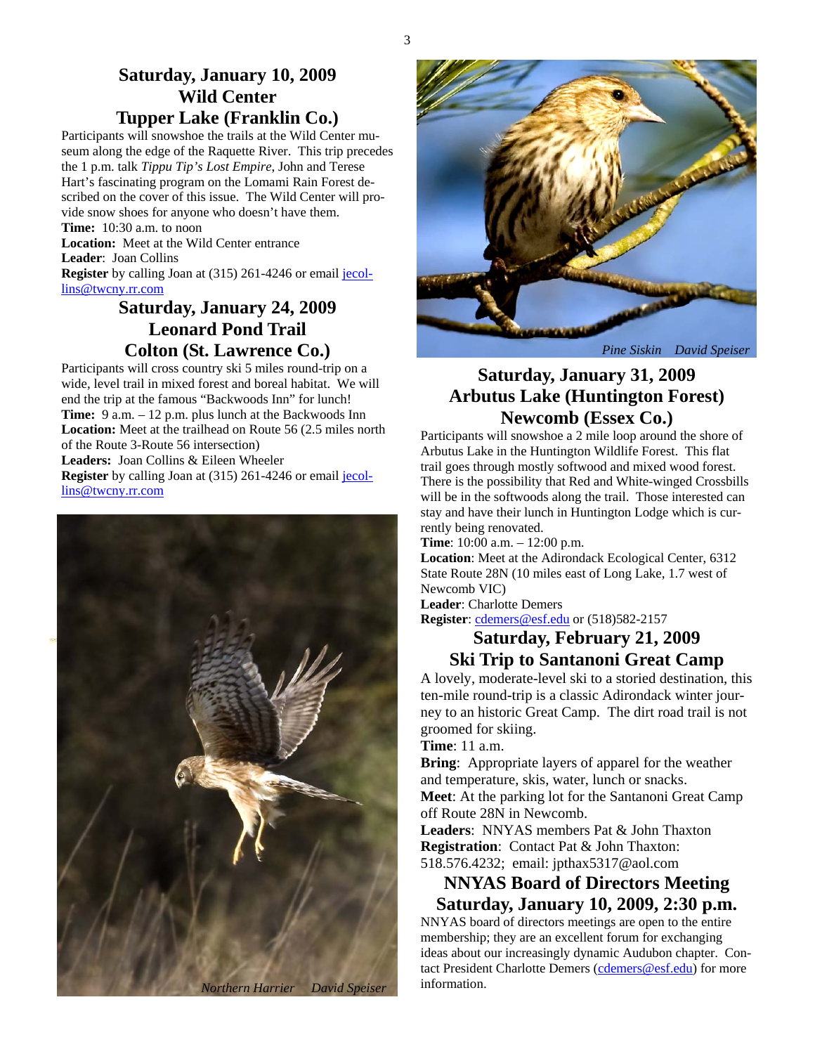## Saturday, January 10, 2009
## Wild Center
## Tupper Lake (Franklin Co.)

Participants will snowshoe the trails at the Wild Center museum along the edge of the Raquette River. This trip precedes the 1 p.m. talk *Tippu Tip's Lost Empire*, John and Terese Hart's fascinating program on the Lomami Rain Forest described on the cover of this issue. The Wild Center will provide snow shoes for anyone who doesn't have them.

**Time:** 10:30 a.m. to noon
**Location:** Meet at the Wild Center entrance
**Leader**: Joan Collins
**Register** by calling Joan at (315) 261-4246 or email jecollins@twcny.rr.com

## Saturday, January 24, 2009
## Leonard Pond Trail
## Colton (St. Lawrence Co.)

Participants will cross country ski 5 miles round-trip on a wide, level trail in mixed forest and boreal habitat. We will end the trip at the famous "Backwoods Inn" for lunch!

**Time:** 9 a.m. – 12 p.m. plus lunch at the Backwoods Inn
**Location:** Meet at the trailhead on Route 56 (2.5 miles north of the Route 3-Route 56 intersection)
**Leaders:** Joan Collins & Eileen Wheeler
**Register** by calling Joan at (315) 261-4246 or email jecollins@twcny.rr.com

*Northern Harrier David Speiser*

*Pine Siskin David Speiser*

## Saturday, January 31, 2009
## Arbutus Lake (Huntington Forest)
## Newcomb (Essex Co.)

Participants will snowshoe a 2 mile loop around the shore of Arbutus Lake in the Huntington Wildlife Forest. This flat trail goes through mostly softwood and mixed wood forest. There is the possibility that Red and White-winged Crossbills will be in the softwoods along the trail. Those interested can stay and have their lunch in Huntington Lodge which is currently being renovated.

**Time**: 10:00 a.m. – 12:00 p.m.
**Location**: Meet at the Adirondack Ecological Center, 6312 State Route 28N (10 miles east of Long Lake, 1.7 west of Newcomb VIC)
**Leader**: Charlotte Demers
**Register**: cdemers@esf.edu or (518)582-2157

## Saturday, February 21, 2009
## Ski Trip to Santanoni Great Camp

A lovely, moderate-level ski to a storied destination, this ten-mile round-trip is a classic Adirondack winter journey to an historic Great Camp. The dirt road trail is not groomed for skiing.

**Time**: 11 a.m.
**Bring**: Appropriate layers of apparel for the weather and temperature, skis, water, lunch or snacks.
**Meet**: At the parking lot for the Santanoni Great Camp off Route 28N in Newcomb.
**Leaders**: NNYAS members Pat & John Thaxton
**Registration**: Contact Pat & John Thaxton: 518.576.4232; email: jpthax5317@aol.com

## NNYAS Board of Directors Meeting
## Saturday, January 10, 2009, 2:30 p.m.

NNYAS board of directors meetings are open to the entire membership; they are an excellent forum for exchanging ideas about our increasingly dynamic Audubon chapter. Contact President Charlotte Demers (cdemers@esf.edu) for more information.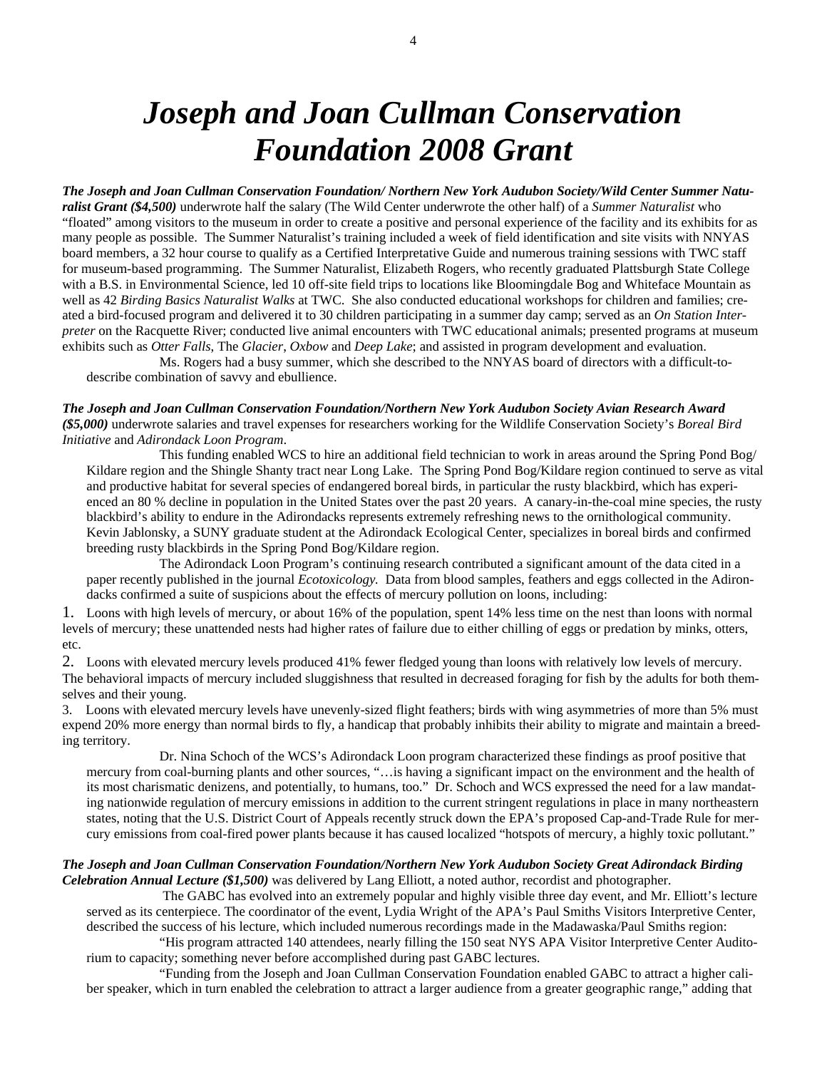# *Joseph and Joan Cullman Conservation Foundation 2008 Grant*

***The Joseph and Joan Cullman Conservation Foundation/ Northern New York Audubon Society/Wild Center Summer Naturalist Grant ($4,500)*** underwrote half the salary (The Wild Center underwrote the other half) of a *Summer Naturalist* who "floated" among visitors to the museum in order to create a positive and personal experience of the facility and its exhibits for as many people as possible. The Summer Naturalist's training included a week of field identification and site visits with NNYAS board members, a 32 hour course to qualify as a Certified Interpretative Guide and numerous training sessions with TWC staff for museum-based programming. The Summer Naturalist, Elizabeth Rogers, who recently graduated Plattsburgh State College with a B.S. in Environmental Science, led 10 off-site field trips to locations like Bloomingdale Bog and Whiteface Mountain as well as 42 *Birding Basics Naturalist Walks* at TWC. She also conducted educational workshops for children and families; created a bird-focused program and delivered it to 30 children participating in a summer day camp; served as an *On Station Interpreter* on the Racquette River; conducted live animal encounters with TWC educational animals; presented programs at museum exhibits such as *Otter Falls*, The *Glacier*, *Oxbow* and *Deep Lake*; and assisted in program development and evaluation.

Ms. Rogers had a busy summer, which she described to the NNYAS board of directors with a difficult-to-describe combination of savvy and ebullience.

***The Joseph and Joan Cullman Conservation Foundation/Northern New York Audubon Society Avian Research Award ($5,000)*** underwrote salaries and travel expenses for researchers working for the Wildlife Conservation Society's *Boreal Bird Initiative* and *Adirondack Loon Program*.

This funding enabled WCS to hire an additional field technician to work in areas around the Spring Pond Bog/ Kildare region and the Shingle Shanty tract near Long Lake. The Spring Pond Bog/Kildare region continued to serve as vital and productive habitat for several species of endangered boreal birds, in particular the rusty blackbird, which has experienced an 80 % decline in population in the United States over the past 20 years. A canary-in-the-coal mine species, the rusty blackbird's ability to endure in the Adirondacks represents extremely refreshing news to the ornithological community. Kevin Jablonsky, a SUNY graduate student at the Adirondack Ecological Center, specializes in boreal birds and confirmed breeding rusty blackbirds in the Spring Pond Bog/Kildare region.

The Adirondack Loon Program's continuing research contributed a significant amount of the data cited in a paper recently published in the journal *Ecotoxicology.* Data from blood samples, feathers and eggs collected in the Adirondacks confirmed a suite of suspicions about the effects of mercury pollution on loons, including:

1. Loons with high levels of mercury, or about 16% of the population, spent 14% less time on the nest than loons with normal levels of mercury; these unattended nests had higher rates of failure due to either chilling of eggs or predation by minks, otters, etc.
2. Loons with elevated mercury levels produced 41% fewer fledged young than loons with relatively low levels of mercury. The behavioral impacts of mercury included sluggishness that resulted in decreased foraging for fish by the adults for both themselves and their young.
3. Loons with elevated mercury levels have unevenly-sized flight feathers; birds with wing asymmetries of more than 5% must expend 20% more energy than normal birds to fly, a handicap that probably inhibits their ability to migrate and maintain a breeding territory.

Dr. Nina Schoch of the WCS's Adirondack Loon program characterized these findings as proof positive that mercury from coal-burning plants and other sources, "…is having a significant impact on the environment and the health of its most charismatic denizens, and potentially, to humans, too." Dr. Schoch and WCS expressed the need for a law mandating nationwide regulation of mercury emissions in addition to the current stringent regulations in place in many northeastern states, noting that the U.S. District Court of Appeals recently struck down the EPA's proposed Cap-and-Trade Rule for mercury emissions from coal-fired power plants because it has caused localized "hotspots of mercury, a highly toxic pollutant."

***The Joseph and Joan Cullman Conservation Foundation/Northern New York Audubon Society Great Adirondack Birding Celebration Annual Lecture ($1,500)*** was delivered by Lang Elliott, a noted author, recordist and photographer.

The GABC has evolved into an extremely popular and highly visible three day event, and Mr. Elliott's lecture served as its centerpiece. The coordinator of the event, Lydia Wright of the APA's Paul Smiths Visitors Interpretive Center, described the success of his lecture, which included numerous recordings made in the Madawaska/Paul Smiths region:

"His program attracted 140 attendees, nearly filling the 150 seat NYS APA Visitor Interpretive Center Auditorium to capacity; something never before accomplished during past GABC lectures.

"Funding from the Joseph and Joan Cullman Conservation Foundation enabled GABC to attract a higher caliber speaker, which in turn enabled the celebration to attract a larger audience from a greater geographic range," adding that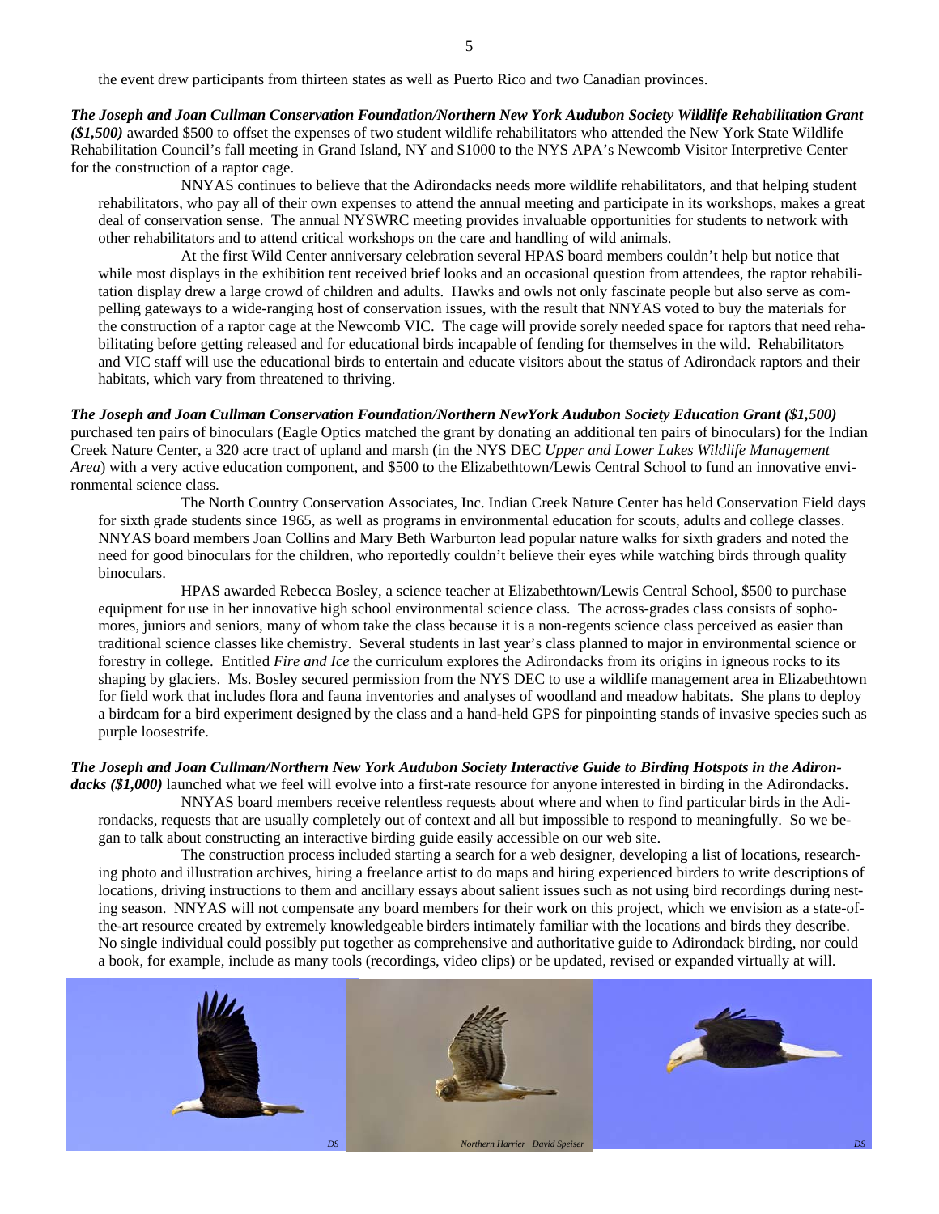the event drew participants from thirteen states as well as Puerto Rico and two Canadian provinces.

***The Joseph and Joan Cullman Conservation Foundation/Northern New York Audubon Society Wildlife Rehabilitation Grant ($1,500)*** awarded $500 to offset the expenses of two student wildlife rehabilitators who attended the New York State Wildlife Rehabilitation Council's fall meeting in Grand Island, NY and $1000 to the NYS APA's Newcomb Visitor Interpretive Center for the construction of a raptor cage.

NNYAS continues to believe that the Adirondacks needs more wildlife rehabilitators, and that helping student rehabilitators, who pay all of their own expenses to attend the annual meeting and participate in its workshops, makes a great deal of conservation sense. The annual NYSWRC meeting provides invaluable opportunities for students to network with other rehabilitators and to attend critical workshops on the care and handling of wild animals.

At the first Wild Center anniversary celebration several HPAS board members couldn't help but notice that while most displays in the exhibition tent received brief looks and an occasional question from attendees, the raptor rehabilitation display drew a large crowd of children and adults. Hawks and owls not only fascinate people but also serve as compelling gateways to a wide-ranging host of conservation issues, with the result that NNYAS voted to buy the materials for the construction of a raptor cage at the Newcomb VIC. The cage will provide sorely needed space for raptors that need rehabilitating before getting released and for educational birds incapable of fending for themselves in the wild. Rehabilitators and VIC staff will use the educational birds to entertain and educate visitors about the status of Adirondack raptors and their habitats, which vary from threatened to thriving.

***The Joseph and Joan Cullman Conservation Foundation/Northern NewYork Audubon Society Education Grant ($1,500)*** purchased ten pairs of binoculars (Eagle Optics matched the grant by donating an additional ten pairs of binoculars) for the Indian Creek Nature Center, a 320 acre tract of upland and marsh (in the NYS DEC *Upper and Lower Lakes Wildlife Management Area*) with a very active education component, and $500 to the Elizabethtown/Lewis Central School to fund an innovative environmental science class.

The North Country Conservation Associates, Inc. Indian Creek Nature Center has held Conservation Field days for sixth grade students since 1965, as well as programs in environmental education for scouts, adults and college classes. NNYAS board members Joan Collins and Mary Beth Warburton lead popular nature walks for sixth graders and noted the need for good binoculars for the children, who reportedly couldn't believe their eyes while watching birds through quality binoculars.

HPAS awarded Rebecca Bosley, a science teacher at Elizabethtown/Lewis Central School, $500 to purchase equipment for use in her innovative high school environmental science class. The across-grades class consists of sophomores, juniors and seniors, many of whom take the class because it is a non-regents science class perceived as easier than traditional science classes like chemistry. Several students in last year's class planned to major in environmental science or forestry in college. Entitled *Fire and Ice* the curriculum explores the Adirondacks from its origins in igneous rocks to its shaping by glaciers. Ms. Bosley secured permission from the NYS DEC to use a wildlife management area in Elizabethtown for field work that includes flora and fauna inventories and analyses of woodland and meadow habitats. She plans to deploy a birdcam for a bird experiment designed by the class and a hand-held GPS for pinpointing stands of invasive species such as purple loosestrife.

***The Joseph and Joan Cullman/Northern New York Audubon Society Interactive Guide to Birding Hotspots in the Adirondacks ($1,000)*** launched what we feel will evolve into a first-rate resource for anyone interested in birding in the Adirondacks.

NNYAS board members receive relentless requests about where and when to find particular birds in the Adirondacks, requests that are usually completely out of context and all but impossible to respond to meaningfully. So we began to talk about constructing an interactive birding guide easily accessible on our web site.

The construction process included starting a search for a web designer, developing a list of locations, researching photo and illustration archives, hiring a freelance artist to do maps and hiring experienced birders to write descriptions of locations, driving instructions to them and ancillary essays about salient issues such as not using bird recordings during nesting season. NNYAS will not compensate any board members for their work on this project, which we envision as a state-of-the-art resource created by extremely knowledgeable birders intimately familiar with the locations and birds they describe. No single individual could possibly put together as comprehensive and authoritative guide to Adirondack birding, nor could a book, for example, include as many tools (recordings, video clips) or be updated, revised or expanded virtually at will.

*DS* — *Northern Harrier David Speiser* — *DS*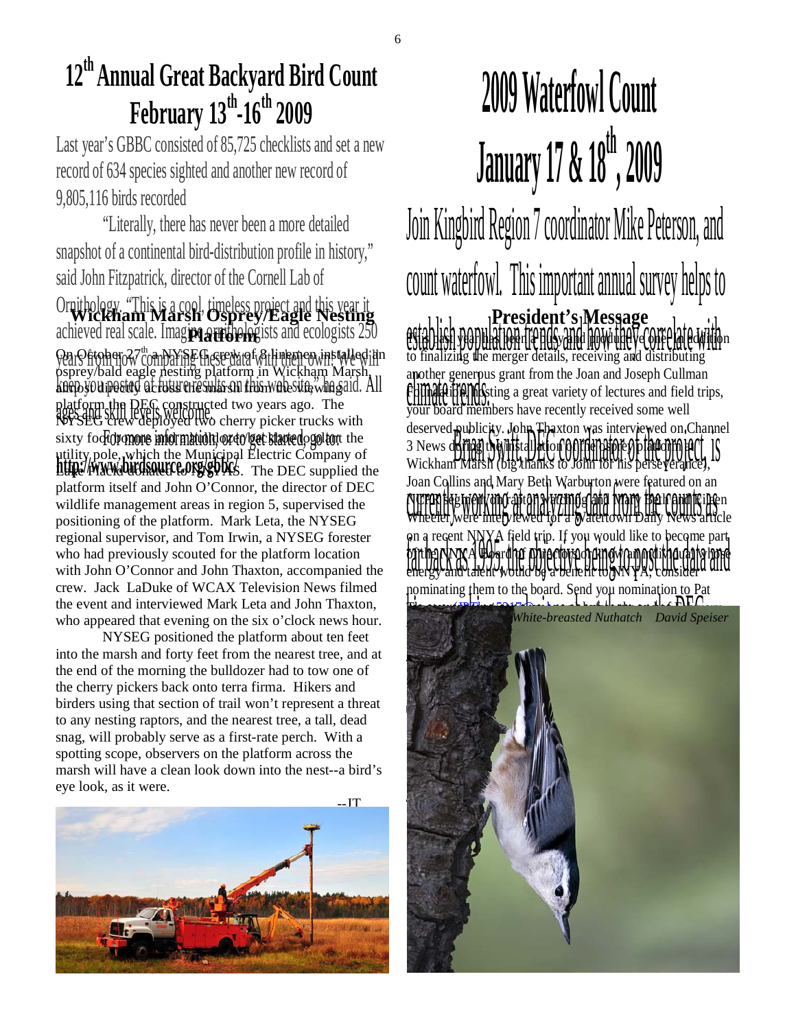# 12th Annual Great Backyard Bird Count February 13th-16th 2009

Last year's GBBC consisted of 85,725 checklists and set a new record of 634 species sighted and another new record of 9,805,116 birds recorded

"Literally, there has never been a more detailed snapshot of a continental bird-distribution profile in history," said John Fitzpatrick, director of the Cornell Lab of Ornithology. "This is a cool, timeless project and this year it achieved real scale. Imagine ornithologists and ecologists 250 years from now comparing these data with their own. We will keep you posted of future results on this web site," he said. All ages and skill levels welcome.

For more information, or to get started, go to: http://www.birdsource.org/gbbc/

## Wickham Marsh Osprey/Eagle Nesting Platform

On October 27th, a NYSEG crew of 8 linemen installed an osprey/bald eagle nesting platform in Wickham Marsh, almost directly across the marsh from the viewing platform the DEC constructed two years ago. The NYSEG crew deployed two cherry picker trucks with sixty foot booms and a bulldozer to get started on the utility pole, which the Municipal Electric Company of Lake Placid donated to NNYAS. The DEC supplied the platform itself and John O'Connor, the director of DEC wildlife management areas in region 5, supervised the positioning of the platform. Mark Leta, the NYSEG regional supervisor, and Tom Irwin, a NYSEG forester who had previously scouted for the platform location with John O'Connor and John Thaxton, accompanied the crew. Jack LaDuke of WCAX Television News filmed the event and interviewed Mark Leta and John Thaxton, who appeared that evening on the six o'clock news hour.

NYSEG positioned the platform about ten feet into the marsh and forty feet from the nearest tree, and at the end of the morning the bulldozer had to tow one of the cherry pickers back onto terra firma. Hikers and birders using that section of trail won't represent a threat to any nesting raptors, and the nearest tree, a tall, dead snag, will probably serve as a first-rate perch. With a spotting scope, observers on the platform across the marsh will have a clean look down into the nest--a bird's eye look, as it were.

--JT

# 2009 Waterfowl Count January 17 & 18th, 2009

Join Kingbird Region 7 coordinator Mike Peterson, and count waterfowl. This important annual survey helps to establish population trends and how they correlate with climate trends. Brian Swift, DEC coordinator of the project, is currently working at analyzing data from the counts as far back as 1955, the objective being to post the data and ... on the DEC ...

## President's Message

This past year has been a busy and productive one. In addition to finalizing the merger details, receiving and distributing another generous grant from the Joan and Joseph Cullman Foundation, hosting a great variety of lectures and field trips, your board members have recently received some well deserved publicity. John Thaxton was interviewed on Channel 3 News during the installation of the osprey platform in Wickham Marsh (big thanks to John for his perseverance), Joan Collins and Mary Beth Warburton were featured on an NCPR segment on raptor watching, and Mary Beth and Eileen Wheeler were interviewed for a Watertown Daily News article on a recent NNYA field trip. If you would like to become part of the NNYA Board of Directors or know a motivated person whose energy and talent would be a benefit to NNYA, consider nominating them to the board. Send you nomination to Pat ...

*White-breasted Nuthatch David Speiser*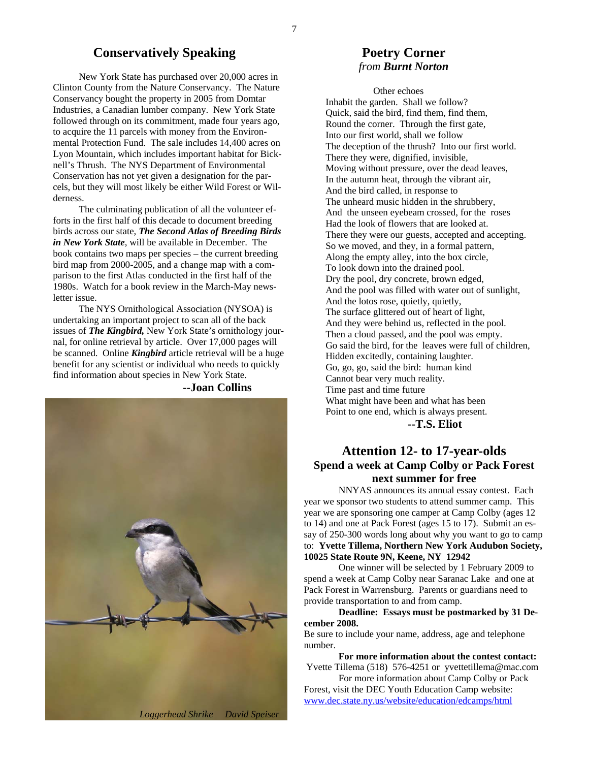## Conservatively Speaking

New York State has purchased over 20,000 acres in Clinton County from the Nature Conservancy. The Nature Conservancy bought the property in 2005 from Domtar Industries, a Canadian lumber company. New York State followed through on its commitment, made four years ago, to acquire the 11 parcels with money from the Environmental Protection Fund. The sale includes 14,400 acres on Lyon Mountain, which includes important habitat for Bicknell's Thrush. The NYS Department of Environmental Conservation has not yet given a designation for the parcels, but they will most likely be either Wild Forest or Wilderness.

The culminating publication of all the volunteer efforts in the first half of this decade to document breeding birds across our state, ***The Second Atlas of Breeding Birds in New York State***, will be available in December. The book contains two maps per species – the current breeding bird map from 2000-2005, and a change map with a comparison to the first Atlas conducted in the first half of the 1980s. Watch for a book review in the March-May newsletter issue.

The NYS Ornithological Association (NYSOA) is undertaking an important project to scan all of the back issues of ***The Kingbird,*** New York State's ornithology journal, for online retrieval by article. Over 17,000 pages will be scanned. Online ***Kingbird*** article retrieval will be a huge benefit for any scientist or individual who needs to quickly find information about species in New York State.

**--Joan Collins**

*Loggerhead Shrike David Speiser*

## Poetry Corner

*from **Burnt Norton***

Other echoes
Inhabit the garden. Shall we follow?
Quick, said the bird, find them, find them,
Round the corner. Through the first gate,
Into our first world, shall we follow
The deception of the thrush? Into our first world.
There they were, dignified, invisible,
Moving without pressure, over the dead leaves,
In the autumn heat, through the vibrant air,
And the bird called, in response to
The unheard music hidden in the shrubbery,
And the unseen eyebeam crossed, for the roses
Had the look of flowers that are looked at.
There they were our guests, accepted and accepting.
So we moved, and they, in a formal pattern,
Along the empty alley, into the box circle,
To look down into the drained pool.
Dry the pool, dry concrete, brown edged,
And the pool was filled with water out of sunlight,
And the lotos rose, quietly, quietly,
The surface glittered out of heart of light,
And they were behind us, reflected in the pool.
Then a cloud passed, and the pool was empty.
Go said the bird, for the leaves were full of children,
Hidden excitedly, containing laughter.
Go, go, go, said the bird: human kind
Cannot bear very much reality.
Time past and time future
What might have been and what has been
Point to one end, which is always present.

**--T.S. Eliot**

## Attention 12- to 17-year-olds

### Spend a week at Camp Colby or Pack Forest next summer for free

NNYAS announces its annual essay contest. Each year we sponsor two students to attend summer camp. This year we are sponsoring one camper at Camp Colby (ages 12 to 14) and one at Pack Forest (ages 15 to 17). Submit an essay of 250-300 words long about why you want to go to camp to: **Yvette Tillema, Northern New York Audubon Society, 10025 State Route 9N, Keene, NY 12942**

One winner will be selected by 1 February 2009 to spend a week at Camp Colby near Saranac Lake and one at Pack Forest in Warrensburg. Parents or guardians need to provide transportation to and from camp.

**Deadline: Essays must be postmarked by 31 December 2008.**

Be sure to include your name, address, age and telephone number.

**For more information about the contest contact:**
Yvette Tillema (518) 576-4251 or yvettetillema@mac.com

For more information about Camp Colby or Pack Forest, visit the DEC Youth Education Camp website: www.dec.state.ny.us/website/education/edcamps/html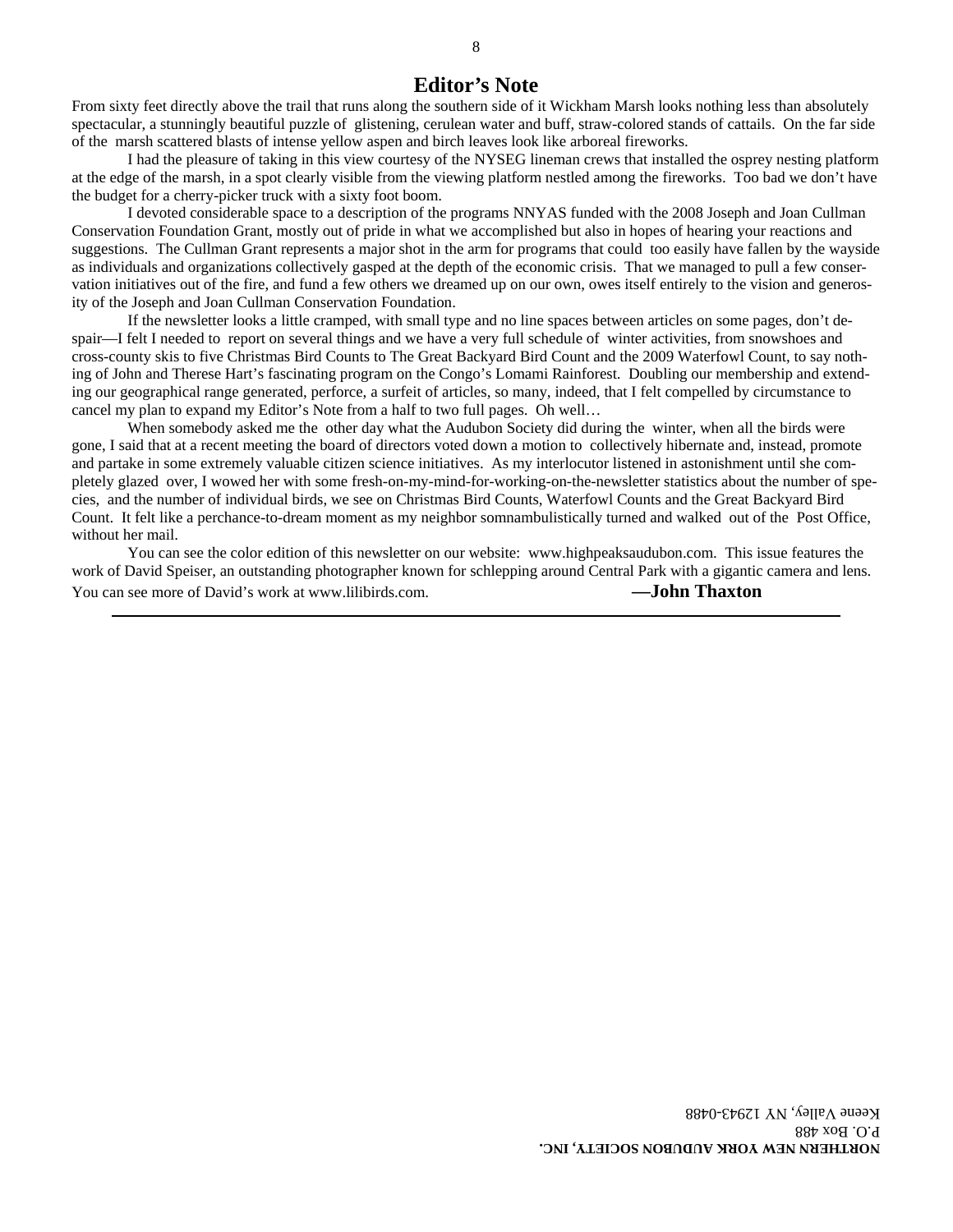## Editor's Note

From sixty feet directly above the trail that runs along the southern side of it Wickham Marsh looks nothing less than absolutely spectacular, a stunningly beautiful puzzle of glistening, cerulean water and buff, straw-colored stands of cattails. On the far side of the marsh scattered blasts of intense yellow aspen and birch leaves look like arboreal fireworks.

I had the pleasure of taking in this view courtesy of the NYSEG lineman crews that installed the osprey nesting platform at the edge of the marsh, in a spot clearly visible from the viewing platform nestled among the fireworks. Too bad we don't have the budget for a cherry-picker truck with a sixty foot boom.

I devoted considerable space to a description of the programs NNYAS funded with the 2008 Joseph and Joan Cullman Conservation Foundation Grant, mostly out of pride in what we accomplished but also in hopes of hearing your reactions and suggestions. The Cullman Grant represents a major shot in the arm for programs that could too easily have fallen by the wayside as individuals and organizations collectively gasped at the depth of the economic crisis. That we managed to pull a few conservation initiatives out of the fire, and fund a few others we dreamed up on our own, owes itself entirely to the vision and generosity of the Joseph and Joan Cullman Conservation Foundation.

If the newsletter looks a little cramped, with small type and no line spaces between articles on some pages, don't despair—I felt I needed to report on several things and we have a very full schedule of winter activities, from snowshoes and cross-county skis to five Christmas Bird Counts to The Great Backyard Bird Count and the 2009 Waterfowl Count, to say nothing of John and Therese Hart's fascinating program on the Congo's Lomami Rainforest. Doubling our membership and extending our geographical range generated, perforce, a surfeit of articles, so many, indeed, that I felt compelled by circumstance to cancel my plan to expand my Editor's Note from a half to two full pages. Oh well…

When somebody asked me the other day what the Audubon Society did during the winter, when all the birds were gone, I said that at a recent meeting the board of directors voted down a motion to collectively hibernate and, instead, promote and partake in some extremely valuable citizen science initiatives. As my interlocutor listened in astonishment until she completely glazed over, I wowed her with some fresh-on-my-mind-for-working-on-the-newsletter statistics about the number of species, and the number of individual birds, we see on Christmas Bird Counts, Waterfowl Counts and the Great Backyard Bird Count. It felt like a perchance-to-dream moment as my neighbor somnambulistically turned and walked out of the Post Office, without her mail.

You can see the color edition of this newsletter on our website: www.highpeaksaudubon.com. This issue features the work of David Speiser, an outstanding photographer known for schlepping around Central Park with a gigantic camera and lens. You can see more of David's work at www.lilibirds.com.

**—John Thaxton**

---

**NORTHERN NEW YORK AUDUBON SOCIETY, INC.**
P.O. Box 488
Keene Valley, NY 12943-0488